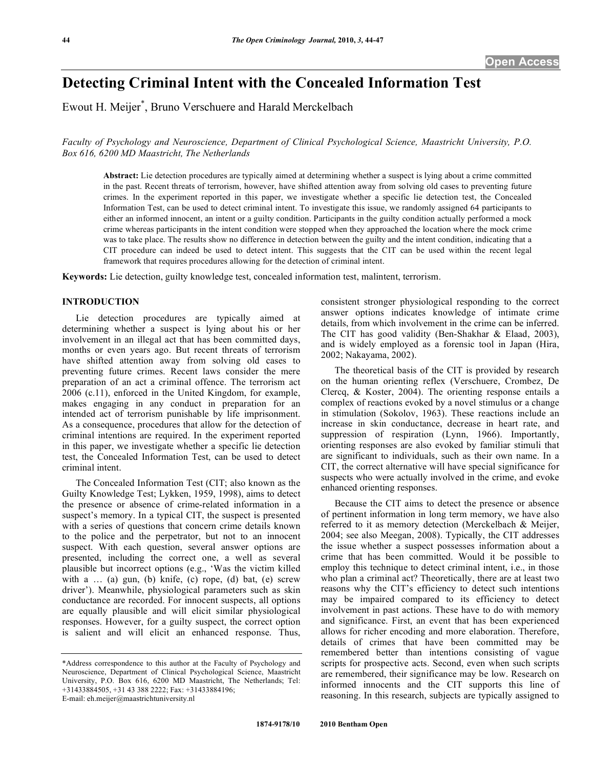# Detecting Criminal Intent with the Concealed Information Test

Ewout H. Meijer*, Bruno Verschuere and Harald Merckelbach

*Faculty of Psychology and Neuroscience, Department of Clinical Psychological Science, Maastricht University, P.O. Box 616, 6200 MD Maastricht, The Netherlands*

**Abstract:** Lie detection procedures are typically aimed at determining whether a suspect is lying about a crime committed in the past. Recent threats of terrorism, however, have shifted attention away from solving old cases to preventing future crimes. In the experiment reported in this paper, we investigate whether a specific lie detection test, the Concealed Information Test, can be used to detect criminal intent. To investigate this issue, we randomly assigned 64 participants to either an informed innocent, an intent or a guilty condition. Participants in the guilty condition actually performed a mock crime whereas participants in the intent condition were stopped when they approached the location where the mock crime was to take place. The results show no difference in detection between the guilty and the intent condition, indicating that a CIT procedure can indeed be used to detect intent. This suggests that the CIT can be used within the recent legal framework that requires procedures allowing for the detection of criminal intent.

**Keywords:** Lie detection, guilty knowledge test, concealed information test, malintent, terrorism.

## INTRODUCTION

Lie detection procedures are typically aimed at determining whether a suspect is lying about his or her involvement in an illegal act that has been committed days, months or even years ago. But recent threats of terrorism have shifted attention away from solving old cases to preventing future crimes. Recent laws consider the mere preparation of an act a criminal offence. The terrorism act 2006 (c.11), enforced in the United Kingdom, for example, makes engaging in any conduct in preparation for an intended act of terrorism punishable by life imprisonment. As a consequence, procedures that allow for the detection of criminal intentions are required. In the experiment reported in this paper, we investigate whether a specific lie detection test, the Concealed Information Test, can be used to detect criminal intent.

The Concealed Information Test (CIT; also known as the Guilty Knowledge Test; Lykken, 1959, 1998), aims to detect the presence or absence of crime-related information in a suspect's memory. In a typical CIT, the suspect is presented with a series of questions that concern crime details known to the police and the perpetrator, but not to an innocent suspect. With each question, several answer options are presented, including the correct one, a well as several plausible but incorrect options (e.g., 'Was the victim killed with a … (a) gun, (b) knife, (c) rope, (d) bat, (e) screw driver'). Meanwhile, physiological parameters such as skin conductance are recorded. For innocent suspects, all options are equally plausible and will elicit similar physiological responses. However, for a guilty suspect, the correct option is salient and will elicit an enhanced response. Thus, consistent stronger physiological responding to the correct answer options indicates knowledge of intimate crime details, from which involvement in the crime can be inferred. The CIT has good validity (Ben-Shakhar & Elaad, 2003), and is widely employed as a forensic tool in Japan (Hira, 2002; Nakayama, 2002).

The theoretical basis of the CIT is provided by research on the human orienting reflex (Verschuere, Crombez, De Clercq, & Koster, 2004). The orienting response entails a complex of reactions evoked by a novel stimulus or a change in stimulation (Sokolov, 1963). These reactions include an increase in skin conductance, decrease in heart rate, and suppression of respiration (Lynn, 1966). Importantly, orienting responses are also evoked by familiar stimuli that are significant to individuals, such as their own name. In a CIT, the correct alternative will have special significance for suspects who were actually involved in the crime, and evoke enhanced orienting responses.

Because the CIT aims to detect the presence or absence of pertinent information in long term memory, we have also referred to it as memory detection (Merckelbach & Meijer, 2004; see also Meegan, 2008). Typically, the CIT addresses the issue whether a suspect possesses information about a crime that has been committed. Would it be possible to employ this technique to detect criminal intent, i.e., in those who plan a criminal act? Theoretically, there are at least two reasons why the CIT's efficiency to detect such intentions may be impaired compared to its efficiency to detect involvement in past actions. These have to do with memory and significance. First, an event that has been experienced allows for richer encoding and more elaboration. Therefore, details of crimes that have been committed may be remembered better than intentions consisting of vague scripts for prospective acts. Second, even when such scripts are remembered, their significance may be low. Research on informed innocents and the CIT supports this line of reasoning. In this research, subjects are typically assigned to

*Address correspondence to this author at the Faculty of Psychology and Neuroscience, Department of Clinical Psychological Science, Maastricht University, P.O. Box 616, 6200 MD Maastricht, The Netherlands; Tel: +31433884505, +31 43 388 2222; Fax: +31433884196;
E-mail: eh.meijer@maastrichtuniversity.nl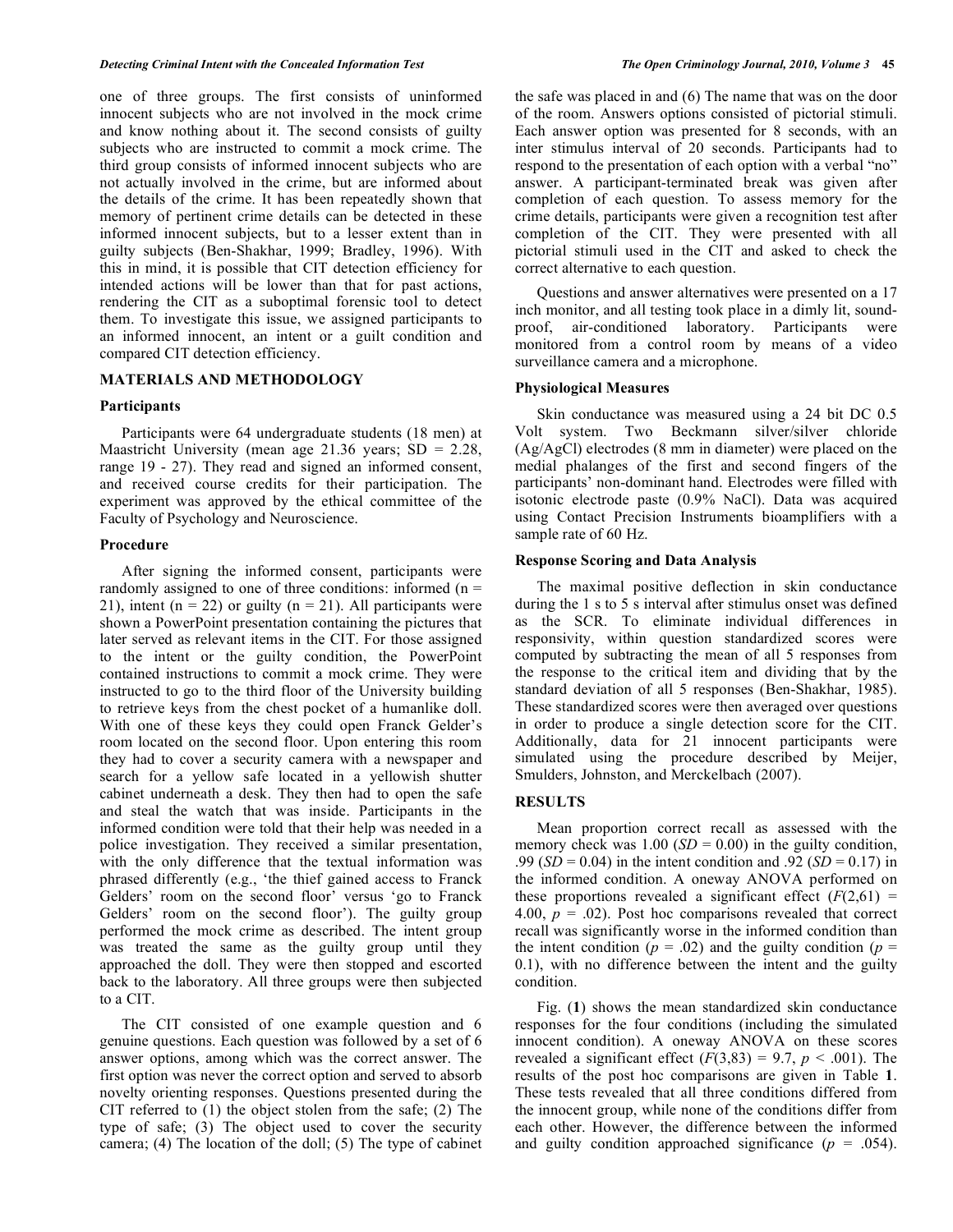one of three groups. The first consists of uninformed innocent subjects who are not involved in the mock crime and know nothing about it. The second consists of guilty subjects who are instructed to commit a mock crime. The third group consists of informed innocent subjects who are not actually involved in the crime, but are informed about the details of the crime. It has been repeatedly shown that memory of pertinent crime details can be detected in these informed innocent subjects, but to a lesser extent than in guilty subjects (Ben-Shakhar, 1999; Bradley, 1996). With this in mind, it is possible that CIT detection efficiency for intended actions will be lower than that for past actions, rendering the CIT as a suboptimal forensic tool to detect them. To investigate this issue, we assigned participants to an informed innocent, an intent or a guilt condition and compared CIT detection efficiency.

## MATERIALS AND METHODOLOGY

### Participants

Participants were 64 undergraduate students (18 men) at Maastricht University (mean age 21.36 years; SD = 2.28, range 19 - 27). They read and signed an informed consent, and received course credits for their participation. The experiment was approved by the ethical committee of the Faculty of Psychology and Neuroscience.

### Procedure

After signing the informed consent, participants were randomly assigned to one of three conditions: informed (n = 21), intent (n = 22) or guilty (n = 21). All participants were shown a PowerPoint presentation containing the pictures that later served as relevant items in the CIT. For those assigned to the intent or the guilty condition, the PowerPoint contained instructions to commit a mock crime. They were instructed to go to the third floor of the University building to retrieve keys from the chest pocket of a humanlike doll. With one of these keys they could open Franck Gelder's room located on the second floor. Upon entering this room they had to cover a security camera with a newspaper and search for a yellow safe located in a yellowish shutter cabinet underneath a desk. They then had to open the safe and steal the watch that was inside. Participants in the informed condition were told that their help was needed in a police investigation. They received a similar presentation, with the only difference that the textual information was phrased differently (e.g., 'the thief gained access to Franck Gelders' room on the second floor' versus 'go to Franck Gelders' room on the second floor'). The guilty group performed the mock crime as described. The intent group was treated the same as the guilty group until they approached the doll. They were then stopped and escorted back to the laboratory. All three groups were then subjected to a CIT.

The CIT consisted of one example question and 6 genuine questions. Each question was followed by a set of 6 answer options, among which was the correct answer. The first option was never the correct option and served to absorb novelty orienting responses. Questions presented during the CIT referred to (1) the object stolen from the safe; (2) The type of safe; (3) The object used to cover the security camera; (4) The location of the doll; (5) The type of cabinet the safe was placed in and (6) The name that was on the door of the room. Answers options consisted of pictorial stimuli. Each answer option was presented for 8 seconds, with an inter stimulus interval of 20 seconds. Participants had to respond to the presentation of each option with a verbal "no" answer. A participant-terminated break was given after completion of each question. To assess memory for the crime details, participants were given a recognition test after completion of the CIT. They were presented with all pictorial stimuli used in the CIT and asked to check the correct alternative to each question.

Questions and answer alternatives were presented on a 17 inch monitor, and all testing took place in a dimly lit, sound-proof, air-conditioned laboratory. Participants were monitored from a control room by means of a video surveillance camera and a microphone.

### Physiological Measures

Skin conductance was measured using a 24 bit DC 0.5 Volt system. Two Beckmann silver/silver chloride (Ag/AgCl) electrodes (8 mm in diameter) were placed on the medial phalanges of the first and second fingers of the participants' non-dominant hand. Electrodes were filled with isotonic electrode paste (0.9% NaCl). Data was acquired using Contact Precision Instruments bioamplifiers with a sample rate of 60 Hz.

### Response Scoring and Data Analysis

The maximal positive deflection in skin conductance during the 1 s to 5 s interval after stimulus onset was defined as the SCR. To eliminate individual differences in responsivity, within question standardized scores were computed by subtracting the mean of all 5 responses from the response to the critical item and dividing that by the standard deviation of all 5 responses (Ben-Shakhar, 1985). These standardized scores were then averaged over questions in order to produce a single detection score for the CIT. Additionally, data for 21 innocent participants were simulated using the procedure described by Meijer, Smulders, Johnston, and Merckelbach (2007).

## RESULTS

Mean proportion correct recall as assessed with the memory check was 1.00 (*SD* = 0.00) in the guilty condition, .99 (*SD* = 0.04) in the intent condition and .92 (*SD* = 0.17) in the informed condition. A oneway ANOVA performed on these proportions revealed a significant effect ($F(2,61) = 4.00$, $p = .02$). Post hoc comparisons revealed that correct recall was significantly worse in the informed condition than the intent condition ($p = .02$) and the guilty condition ($p = 0.1$), with no difference between the intent and the guilty condition.

Fig. (**1**) shows the mean standardized skin conductance responses for the four conditions (including the simulated innocent condition). A oneway ANOVA on these scores revealed a significant effect ($F(3,83) = 9.7$, $p < .001$). The results of the post hoc comparisons are given in Table **1**. These tests revealed that all three conditions differed from the innocent group, while none of the conditions differ from each other. However, the difference between the informed and guilty condition approached significance ($p = .054$).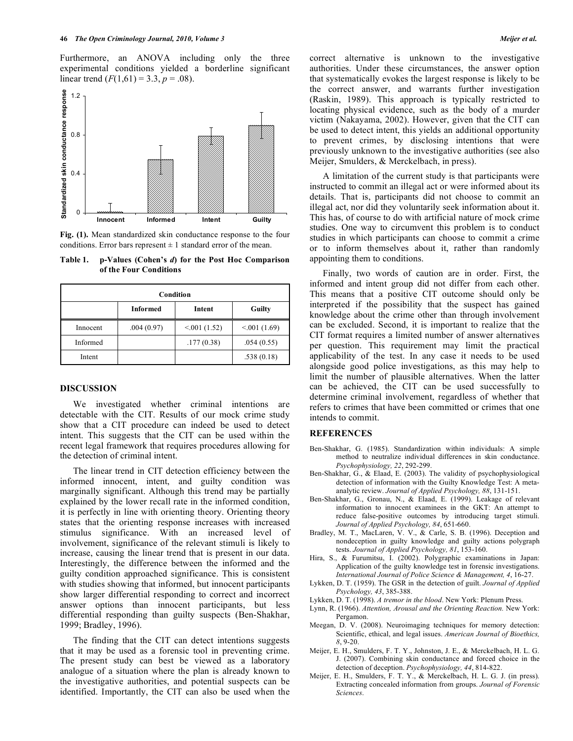Furthermore, an ANOVA including only the three experimental conditions yielded a borderline significant linear trend ($F(1,61) = 3.3$, $p = .08$).

**Fig. (1).** Mean standardized skin conductance response to the four conditions. Error bars represent ± 1 standard error of the mean.

**Table 1. p-Values (Cohen's *d*) for the Post Hoc Comparison of the Four Conditions**

| | Condition | | |
|---|---|---|---|
| | **Informed** | **Intent** | **Guilty** |
| Innocent | .004 (0.97) | <.001 (1.52) | <.001 (1.69) |
| Informed | | .177 (0.38) | .054 (0.55) |
| Intent | | | .538 (0.18) |

## DISCUSSION

We investigated whether criminal intentions are detectable with the CIT. Results of our mock crime study show that a CIT procedure can indeed be used to detect intent. This suggests that the CIT can be used within the recent legal framework that requires procedures allowing for the detection of criminal intent.

The linear trend in CIT detection efficiency between the informed innocent, intent, and guilty condition was marginally significant. Although this trend may be partially explained by the lower recall rate in the informed condition, it is perfectly in line with orienting theory. Orienting theory states that the orienting response increases with increased stimulus significance. With an increased level of involvement, significance of the relevant stimuli is likely to increase, causing the linear trend that is present in our data. Interestingly, the difference between the informed and the guilty condition approached significance. This is consistent with studies showing that informed, but innocent participants show larger differential responding to correct and incorrect answer options than innocent participants, but less differential responding than guilty suspects (Ben-Shakhar, 1999; Bradley, 1996).

The finding that the CIT can detect intentions suggests that it may be used as a forensic tool in preventing crime. The present study can best be viewed as a laboratory analogue of a situation where the plan is already known to the investigative authorities, and potential suspects can be identified. Importantly, the CIT can also be used when the correct alternative is unknown to the investigative authorities. Under these circumstances, the answer option that systematically evokes the largest response is likely to be the correct answer, and warrants further investigation (Raskin, 1989). This approach is typically restricted to locating physical evidence, such as the body of a murder victim (Nakayama, 2002). However, given that the CIT can be used to detect intent, this yields an additional opportunity to prevent crimes, by disclosing intentions that were previously unknown to the investigative authorities (see also Meijer, Smulders, & Merckelbach, in press).

A limitation of the current study is that participants were instructed to commit an illegal act or were informed about its details. That is, participants did not choose to commit an illegal act, nor did they voluntarily seek information about it. This has, of course to do with artificial nature of mock crime studies. One way to circumvent this problem is to conduct studies in which participants can choose to commit a crime or to inform themselves about it, rather than randomly appointing them to conditions.

Finally, two words of caution are in order. First, the informed and intent group did not differ from each other. This means that a positive CIT outcome should only be interpreted if the possibility that the suspect has gained knowledge about the crime other than through involvement can be excluded. Second, it is important to realize that the CIT format requires a limited number of answer alternatives per question. This requirement may limit the practical applicability of the test. In any case it needs to be used alongside good police investigations, as this may help to limit the number of plausible alternatives. When the latter can be achieved, the CIT can be used successfully to determine criminal involvement, regardless of whether that refers to crimes that have been committed or crimes that one intends to commit.

## REFERENCES

Ben-Shakhar, G. (1985). Standardization within individuals: A simple method to neutralize individual differences in skin conductance. *Psychophysiology, 22*, 292-299.

Ben-Shakhar, G., & Elaad, E. (2003). The validity of psychophysiological detection of information with the Guilty Knowledge Test: A meta-analytic review. *Journal of Applied Psychology, 88*, 131-151.

Ben-Shakhar, G., Gronau, N., & Elaad, E. (1999). Leakage of relevant information to innocent examinees in the GKT: An attempt to reduce false-positive outcomes by introducing target stimuli. *Journal of Applied Psychology, 84*, 651-660.

Bradley, M. T., MacLaren, V. V., & Carle, S. B. (1996). Deception and nondeception in guilty knowledge and guilty actions polygraph tests. *Journal of Applied Psychology, 81*, 153-160.

Hira, S., & Furumitsu, I. (2002). Polygraphic examinations in Japan: Application of the guilty knowledge test in forensic investigations. *International Journal of Police Science & Management, 4*, 16-27.

Lykken, D. T. (1959). The GSR in the detection of guilt. *Journal of Applied Psychology, 43*, 385-388.

Lykken, D. T. (1998). *A tremor in the blood*. New York: Plenum Press.

Lynn, R. (1966). *Attention, Arousal and the Orienting Reaction.* New York: Pergamon.

Meegan, D. V. (2008). Neuroimaging techniques for memory detection: Scientific, ethical, and legal issues. *American Journal of Bioethics, 8*, 9-20.

Meijer, E. H., Smulders, F. T. Y., Johnston, J. E., & Merckelbach, H. L. G. J. (2007). Combining skin conductance and forced choice in the detection of deception. *Psychophysiology, 44*, 814-822.

Meijer, E. H., Smulders, F. T. Y., & Merckelbach, H. L. G. J. (in press). Extracting concealed information from groups. *Journal of Forensic Sciences.*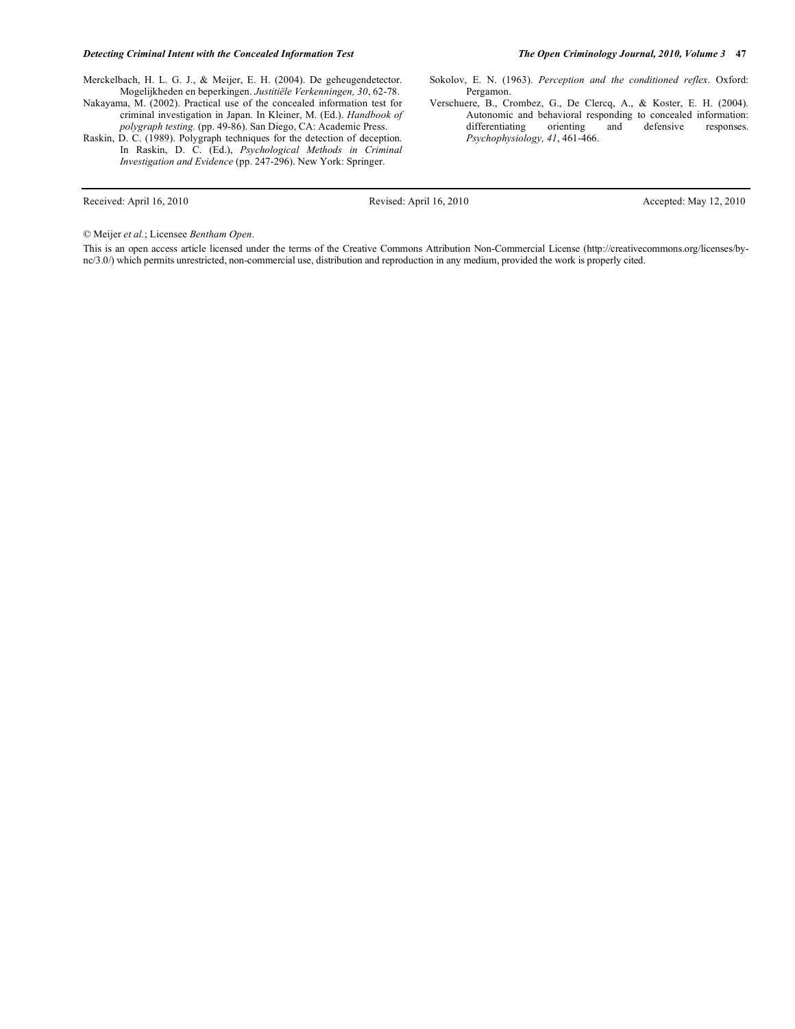Merckelbach, H. L. G. J., & Meijer, E. H. (2004). De geheugendetector. Mogelijkheden en beperkingen. *Justitiële Verkenningen, 30*, 62-78.

Nakayama, M. (2002). Practical use of the concealed information test for criminal investigation in Japan. In Kleiner, M. (Ed.). *Handbook of polygraph testing.* (pp. 49-86). San Diego, CA: Academic Press.

Raskin, D. C. (1989). Polygraph techniques for the detection of deception. In Raskin, D. C. (Ed.), *Psychological Methods in Criminal Investigation and Evidence* (pp. 247-296). New York: Springer.

Sokolov, E. N. (1963). *Perception and the conditioned reflex*. Oxford: Pergamon.

Verschuere, B., Crombez, G., De Clercq, A., & Koster, E. H. (2004). Autonomic and behavioral responding to concealed information: differentiating orienting and defensive responses. *Psychophysiology, 41*, 461-466.

Received: April 16, 2010 Revised: April 16, 2010 Accepted: May 12, 2010

© Meijer *et al.*; Licensee *Bentham Open*.

This is an open access article licensed under the terms of the Creative Commons Attribution Non-Commercial License (http://creativecommons.org/licenses/by-nc/3.0/) which permits unrestricted, non-commercial use, distribution and reproduction in any medium, provided the work is properly cited.